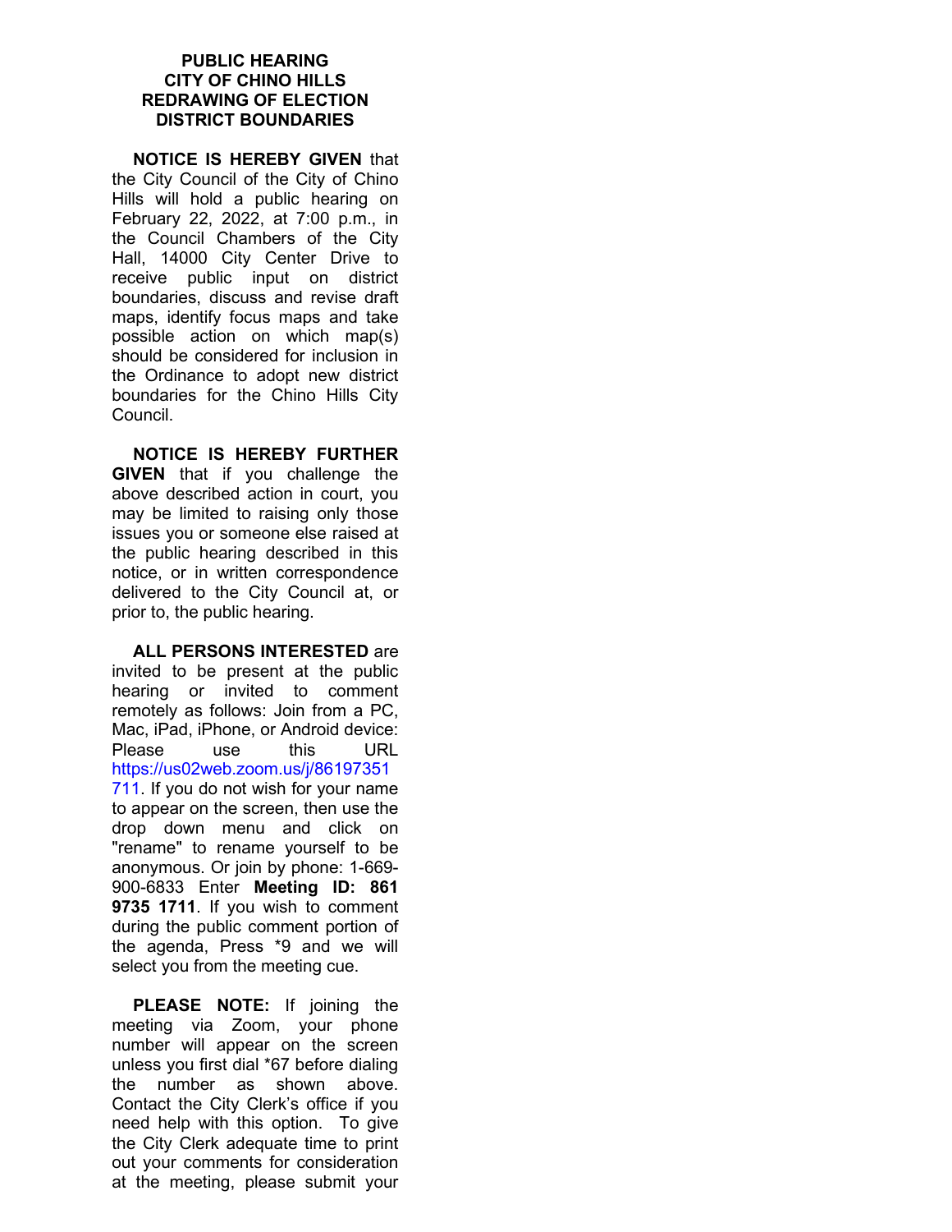# PUBLIC HEARING
# CITY OF CHINO HILLS
# REDRAWING OF ELECTION DISTRICT BOUNDARIES

**NOTICE IS HEREBY GIVEN** that the City Council of the City of Chino Hills will hold a public hearing on February 22, 2022, at 7:00 p.m., in the Council Chambers of the City Hall, 14000 City Center Drive to receive public input on district boundaries, discuss and revise draft maps, identify focus maps and take possible action on which map(s) should be considered for inclusion in the Ordinance to adopt new district boundaries for the Chino Hills City Council.

**NOTICE IS HEREBY FURTHER GIVEN** that if you challenge the above described action in court, you may be limited to raising only those issues you or someone else raised at the public hearing described in this notice, or in written correspondence delivered to the City Council at, or prior to, the public hearing.

**ALL PERSONS INTERESTED** are invited to be present at the public hearing or invited to comment remotely as follows: Join from a PC, Mac, iPad, iPhone, or Android device: Please use this URL https://us02web.zoom.us/j/86197351711. If you do not wish for your name to appear on the screen, then use the drop down menu and click on "rename" to rename yourself to be anonymous. Or join by phone: 1-669-900-6833 Enter **Meeting ID: 861 9735 1711**. If you wish to comment during the public comment portion of the agenda, Press *9 and we will select you from the meeting cue.

**PLEASE NOTE:** If joining the meeting via Zoom, your phone number will appear on the screen unless you first dial *67 before dialing the number as shown above. Contact the City Clerk's office if you need help with this option. To give the City Clerk adequate time to print out your comments for consideration at the meeting, please submit your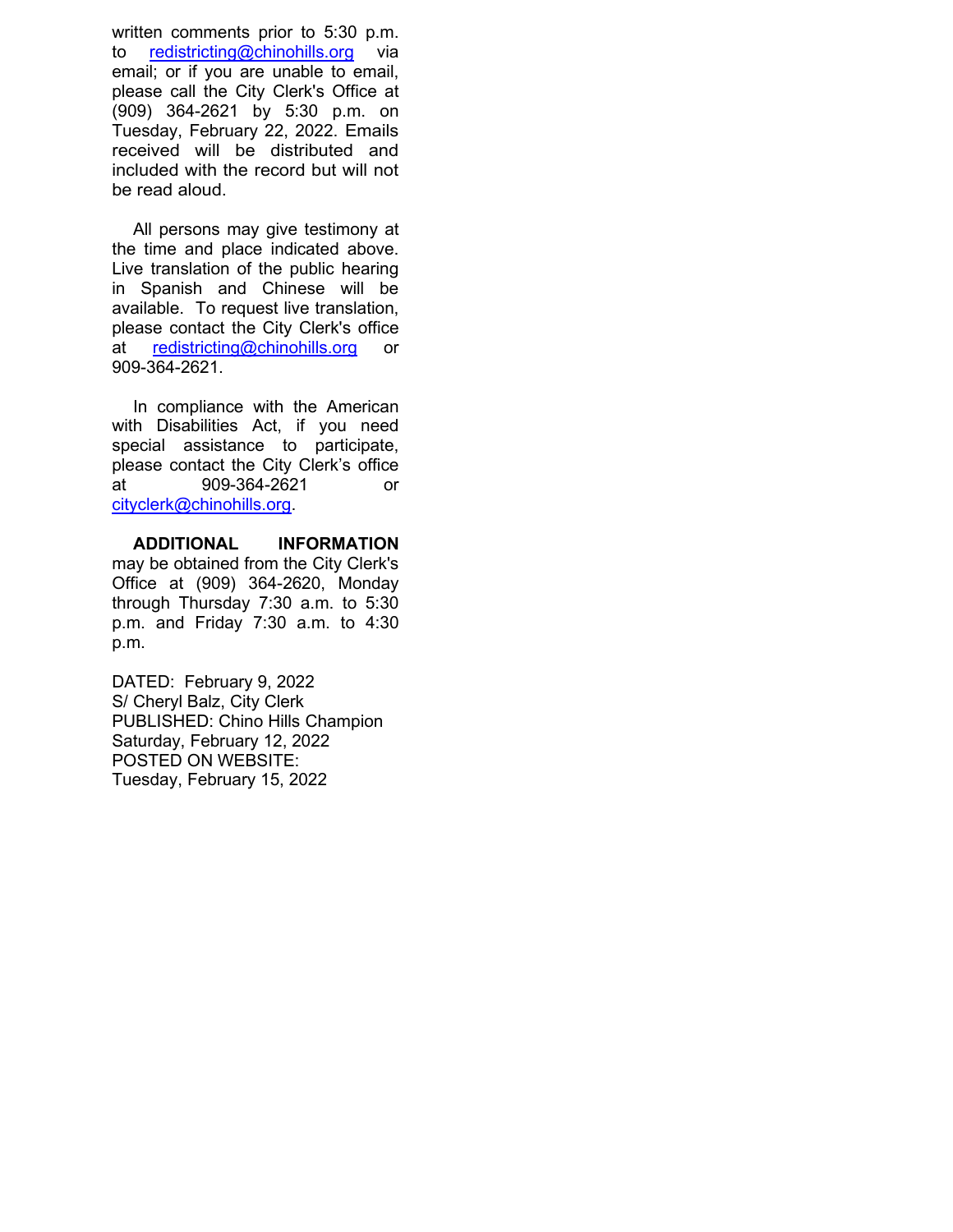written comments prior to 5:30 p.m. to redistricting@chinohills.org via email; or if you are unable to email, please call the City Clerk's Office at (909) 364-2621 by 5:30 p.m. on Tuesday, February 22, 2022. Emails received will be distributed and included with the record but will not be read aloud.

All persons may give testimony at the time and place indicated above. Live translation of the public hearing in Spanish and Chinese will be available. To request live translation, please contact the City Clerk's office at redistricting@chinohills.org or 909-364-2621.

In compliance with the American with Disabilities Act, if you need special assistance to participate, please contact the City Clerk's office at 909-364-2621 or cityclerk@chinohills.org.

**ADDITIONAL INFORMATION** may be obtained from the City Clerk's Office at (909) 364-2620, Monday through Thursday 7:30 a.m. to 5:30 p.m. and Friday 7:30 a.m. to 4:30 p.m.

DATED: February 9, 2022
S/ Cheryl Balz, City Clerk
PUBLISHED: Chino Hills Champion
Saturday, February 12, 2022
POSTED ON WEBSITE:
Tuesday, February 15, 2022